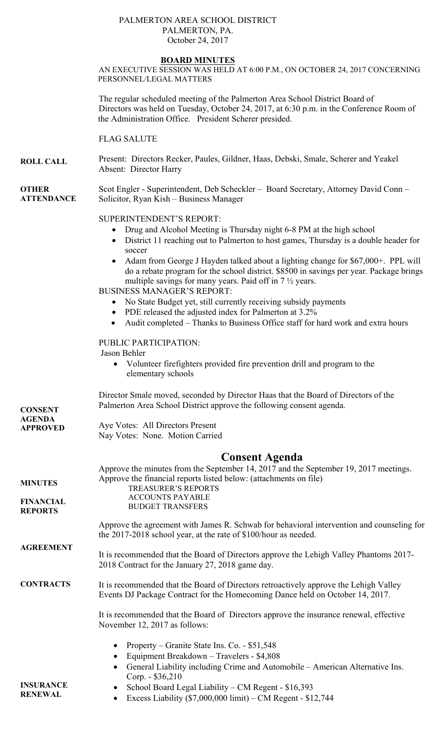PALMERTON AREA SCHOOL DISTRICT
PALMERTON, PA.
October 24, 2017

# BOARD MINUTES

AN EXECUTIVE SESSION WAS HELD AT 6:00 P.M., ON OCTOBER 24, 2017 CONCERNING PERSONNEL/LEGAL MATTERS

The regular scheduled meeting of the Palmerton Area School District Board of Directors was held on Tuesday, October 24, 2017, at 6:30 p.m. in the Conference Room of the Administration Office. President Scherer presided.

FLAG SALUTE

**ROLL CALL**

Present: Directors Recker, Paules, Gildner, Haas, Debski, Smale, Scherer and Yeakel
Absent: Director Harry

**OTHER ATTENDANCE**

Scot Engler - Superintendent, Deb Scheckler – Board Secretary, Attorney David Conn – Solicitor, Ryan Kish – Business Manager

SUPERINTENDENT'S REPORT:

- Drug and Alcohol Meeting is Thursday night 6-8 PM at the high school
- District 11 reaching out to Palmerton to host games, Thursday is a double header for soccer
- Adam from George J Hayden talked about a lighting change for $67,000+. PPL will do a rebate program for the school district. $8500 in savings per year. Package brings multiple savings for many years. Paid off in 7 ½ years.

BUSINESS MANAGER'S REPORT:

- No State Budget yet, still currently receiving subsidy payments
- PDE released the adjusted index for Palmerton at 3.2%
- Audit completed – Thanks to Business Office staff for hard work and extra hours

PUBLIC PARTICIPATION:

Jason Behler

- Volunteer firefighters provided fire prevention drill and program to the elementary schools

**CONSENT AGENDA APPROVED**

Director Smale moved, seconded by Director Haas that the Board of Directors of the Palmerton Area School District approve the following consent agenda.

Aye Votes: All Directors Present
Nay Votes: None. Motion Carried

## Consent Agenda

**MINUTES**

Approve the minutes from the September 14, 2017 and the September 19, 2017 meetings.

**FINANCIAL REPORTS**

Approve the financial reports listed below: (attachments on file)
TREASURER'S REPORTS
ACCOUNTS PAYABLE
BUDGET TRANSFERS

**AGREEMENT**

Approve the agreement with James R. Schwab for behavioral intervention and counseling for the 2017-2018 school year, at the rate of $100/hour as needed.

**CONTRACTS**

It is recommended that the Board of Directors approve the Lehigh Valley Phantoms 2017-2018 Contract for the January 27, 2018 game day.

It is recommended that the Board of Directors retroactively approve the Lehigh Valley Events DJ Package Contract for the Homecoming Dance held on October 14, 2017.

**INSURANCE RENEWAL**

It is recommended that the Board of Directors approve the insurance renewal, effective November 12, 2017 as follows:

- Property – Granite State Ins. Co. - $51,548
- Equipment Breakdown – Travelers - $4,808
- General Liability including Crime and Automobile – American Alternative Ins. Corp. - $36,210
- School Board Legal Liability – CM Regent - $16,393
- Excess Liability ($7,000,000 limit) – CM Regent - $12,744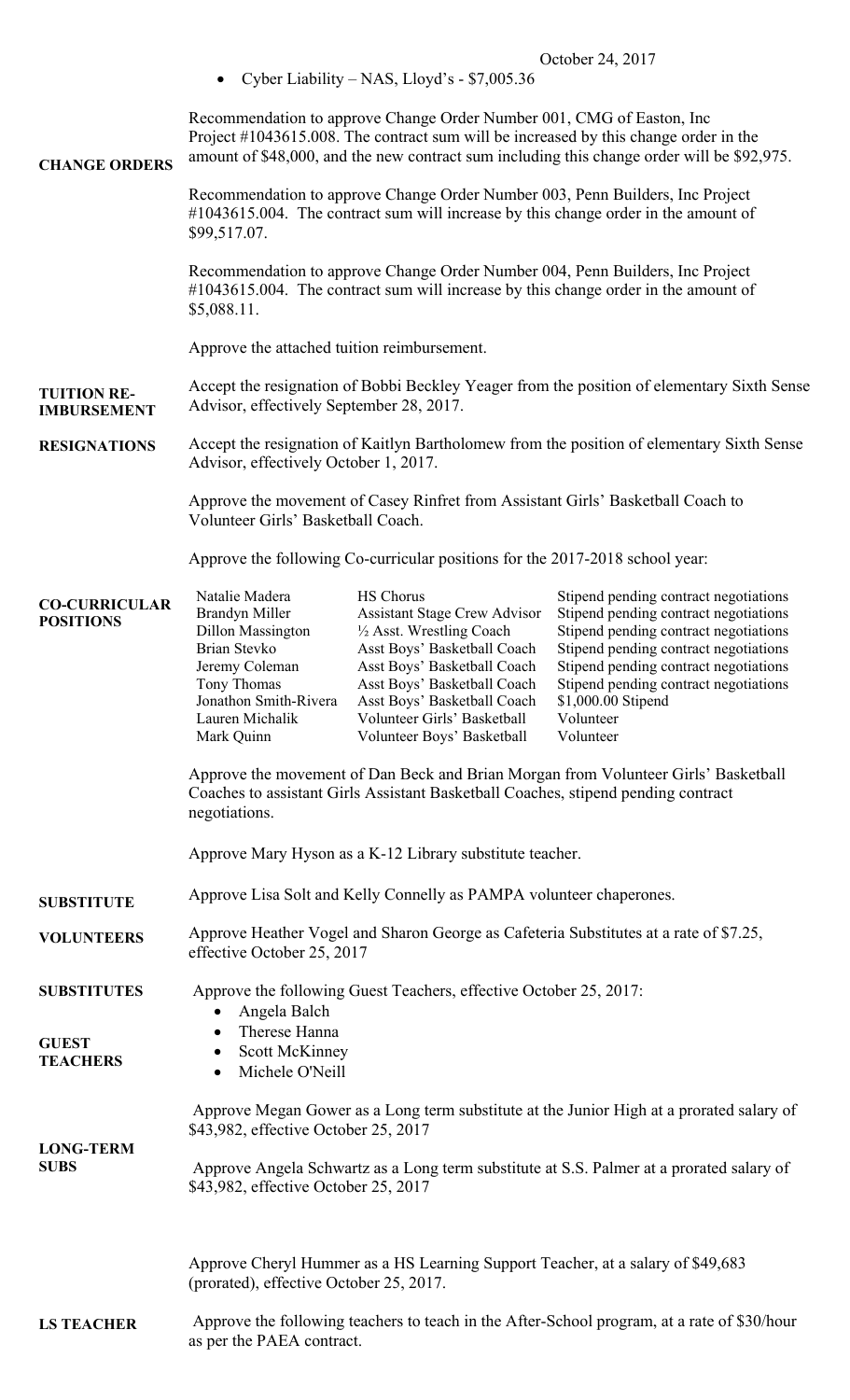October 24, 2017

- Cyber Liability – NAS, Lloyd's - $7,005.36

**CHANGE ORDERS**

Recommendation to approve Change Order Number 001, CMG of Easton, Inc Project #1043615.008. The contract sum will be increased by this change order in the amount of $48,000, and the new contract sum including this change order will be $92,975.

Recommendation to approve Change Order Number 003, Penn Builders, Inc Project #1043615.004. The contract sum will increase by this change order in the amount of $99,517.07.

Recommendation to approve Change Order Number 004, Penn Builders, Inc Project #1043615.004. The contract sum will increase by this change order in the amount of $5,088.11.

**TUITION RE-IMBURSEMENT**

Approve the attached tuition reimbursement.

**RESIGNATIONS**

Accept the resignation of Bobbi Beckley Yeager from the position of elementary Sixth Sense Advisor, effectively September 28, 2017.

Accept the resignation of Kaitlyn Bartholomew from the position of elementary Sixth Sense Advisor, effectively October 1, 2017.

**CO-CURRICULAR POSITIONS**

Approve the movement of Casey Rinfret from Assistant Girls' Basketball Coach to Volunteer Girls' Basketball Coach.

Approve the following Co-curricular positions for the 2017-2018 school year:

| | | |
|---|---|---|
| Natalie Madera | HS Chorus | Stipend pending contract negotiations |
| Brandyn Miller | Assistant Stage Crew Advisor | Stipend pending contract negotiations |
| Dillon Massington | ½ Asst. Wrestling Coach | Stipend pending contract negotiations |
| Brian Stevko | Asst Boys' Basketball Coach | Stipend pending contract negotiations |
| Jeremy Coleman | Asst Boys' Basketball Coach | Stipend pending contract negotiations |
| Tony Thomas | Asst Boys' Basketball Coach | Stipend pending contract negotiations |
| Jonathon Smith-Rivera | Asst Boys' Basketball Coach | $1,000.00 Stipend |
| Lauren Michalik | Volunteer Girls' Basketball | Volunteer |
| Mark Quinn | Volunteer Boys' Basketball | Volunteer |

Approve the movement of Dan Beck and Brian Morgan from Volunteer Girls' Basketball Coaches to assistant Girls Assistant Basketball Coaches, stipend pending contract negotiations.

**SUBSTITUTE**

Approve Mary Hyson as a K-12 Library substitute teacher.

**VOLUNTEERS**

Approve Lisa Solt and Kelly Connelly as PAMPA volunteer chaperones.

**SUBSTITUTES**

Approve Heather Vogel and Sharon George as Cafeteria Substitutes at a rate of $7.25, effective October 25, 2017

**GUEST TEACHERS**

Approve the following Guest Teachers, effective October 25, 2017:

- Angela Balch
- Therese Hanna
- Scott McKinney
- Michele O'Neill

**LONG-TERM SUBS**

Approve Megan Gower as a Long term substitute at the Junior High at a prorated salary of $43,982, effective October 25, 2017

Approve Angela Schwartz as a Long term substitute at S.S. Palmer at a prorated salary of $43,982, effective October 25, 2017

**LS TEACHER**

Approve Cheryl Hummer as a HS Learning Support Teacher, at a salary of $49,683 (prorated), effective October 25, 2017.

Approve the following teachers to teach in the After-School program, at a rate of $30/hour as per the PAEA contract.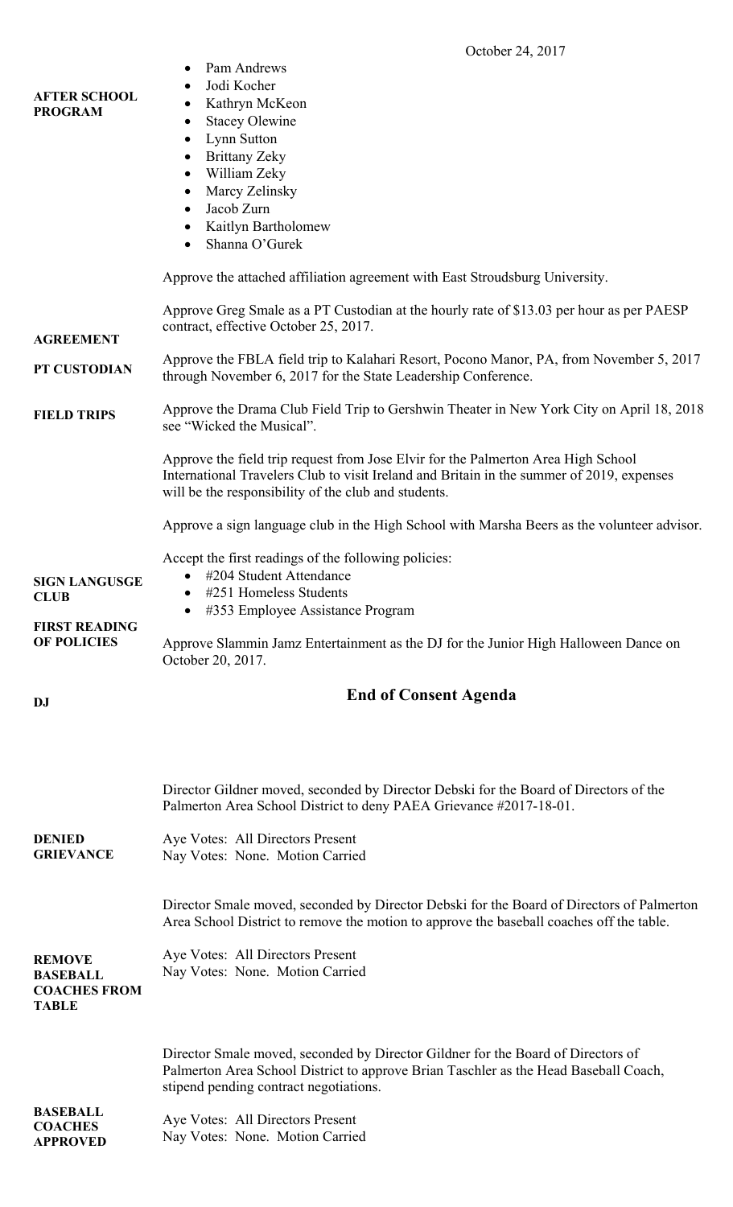October 24, 2017

**AFTER SCHOOL PROGRAM**

- Pam Andrews
- Jodi Kocher
- Kathryn McKeon
- Stacey Olewine
- Lynn Sutton
- Brittany Zeky
- William Zeky
- Marcy Zelinsky
- Jacob Zurn
- Kaitlyn Bartholomew
- Shanna O'Gurek

**AGREEMENT**

Approve the attached affiliation agreement with East Stroudsburg University.

**PT CUSTODIAN**

Approve Greg Smale as a PT Custodian at the hourly rate of $13.03 per hour as per PAESP contract, effective October 25, 2017.

**FIELD TRIPS**

Approve the FBLA field trip to Kalahari Resort, Pocono Manor, PA, from November 5, 2017 through November 6, 2017 for the State Leadership Conference.

Approve the Drama Club Field Trip to Gershwin Theater in New York City on April 18, 2018 see "Wicked the Musical".

Approve the field trip request from Jose Elvir for the Palmerton Area High School International Travelers Club to visit Ireland and Britain in the summer of 2019, expenses will be the responsibility of the club and students.

**SIGN LANGUSGE CLUB**

Approve a sign language club in the High School with Marsha Beers as the volunteer advisor.

**FIRST READING OF POLICIES**

Accept the first readings of the following policies:

- #204 Student Attendance
- #251 Homeless Students
- #353 Employee Assistance Program

**DJ**

Approve Slammin Jamz Entertainment as the DJ for the Junior High Halloween Dance on October 20, 2017.

## End of Consent Agenda

**DENIED GRIEVANCE**

Director Gildner moved, seconded by Director Debski for the Board of Directors of the Palmerton Area School District to deny PAEA Grievance #2017-18-01.

Aye Votes: All Directors Present
Nay Votes: None. Motion Carried

**REMOVE BASEBALL COACHES FROM TABLE**

Director Smale moved, seconded by Director Debski for the Board of Directors of Palmerton Area School District to remove the motion to approve the baseball coaches off the table.

Aye Votes: All Directors Present
Nay Votes: None. Motion Carried

**BASEBALL COACHES APPROVED**

Director Smale moved, seconded by Director Gildner for the Board of Directors of Palmerton Area School District to approve Brian Taschler as the Head Baseball Coach, stipend pending contract negotiations.

Aye Votes: All Directors Present
Nay Votes: None. Motion Carried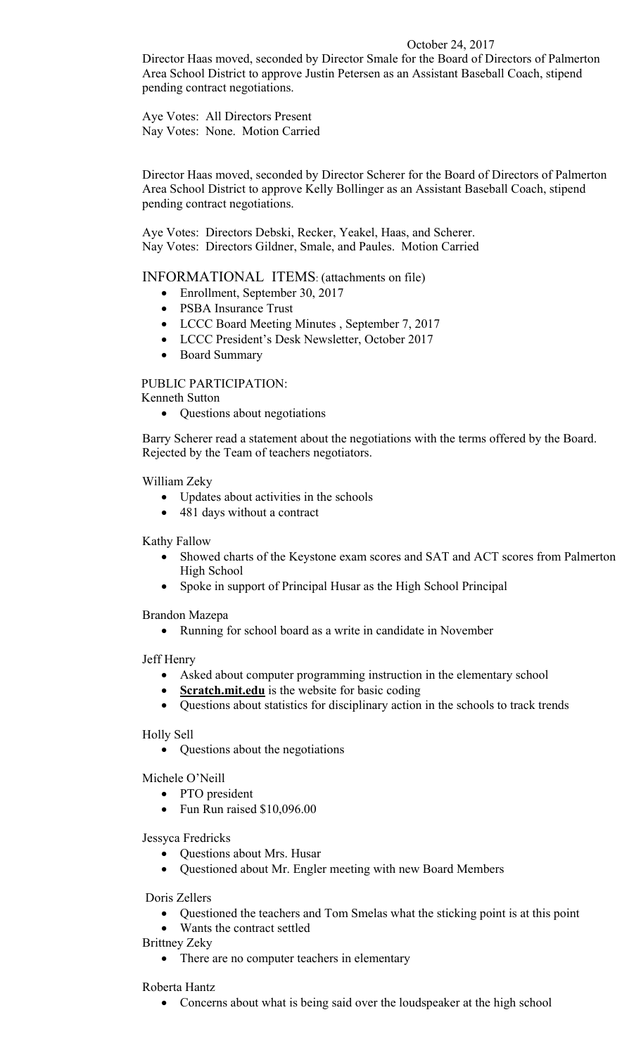October 24, 2017

Director Haas moved, seconded by Director Smale for the Board of Directors of Palmerton Area School District to approve Justin Petersen as an Assistant Baseball Coach, stipend pending contract negotiations.

Aye Votes: All Directors Present
Nay Votes: None. Motion Carried

Director Haas moved, seconded by Director Scherer for the Board of Directors of Palmerton Area School District to approve Kelly Bollinger as an Assistant Baseball Coach, stipend pending contract negotiations.

Aye Votes: Directors Debski, Recker, Yeakel, Haas, and Scherer.
Nay Votes: Directors Gildner, Smale, and Paules. Motion Carried

INFORMATIONAL ITEMS: (attachments on file)

- Enrollment, September 30, 2017
- PSBA Insurance Trust
- LCCC Board Meeting Minutes , September 7, 2017
- LCCC President's Desk Newsletter, October 2017
- Board Summary

PUBLIC PARTICIPATION:

Kenneth Sutton

- Questions about negotiations

Barry Scherer read a statement about the negotiations with the terms offered by the Board. Rejected by the Team of teachers negotiators.

William Zeky

- Updates about activities in the schools
- 481 days without a contract

Kathy Fallow

- Showed charts of the Keystone exam scores and SAT and ACT scores from Palmerton High School
- Spoke in support of Principal Husar as the High School Principal

Brandon Mazepa

- Running for school board as a write in candidate in November

Jeff Henry

- Asked about computer programming instruction in the elementary school
- **Scratch.mit.edu** is the website for basic coding
- Questions about statistics for disciplinary action in the schools to track trends

Holly Sell

- Questions about the negotiations

Michele O'Neill

- PTO president
- Fun Run raised $10,096.00

Jessyca Fredricks

- Questions about Mrs. Husar
- Questioned about Mr. Engler meeting with new Board Members

Doris Zellers

- Questioned the teachers and Tom Smelas what the sticking point is at this point
- Wants the contract settled

Brittney Zeky

- There are no computer teachers in elementary

Roberta Hantz

- Concerns about what is being said over the loudspeaker at the high school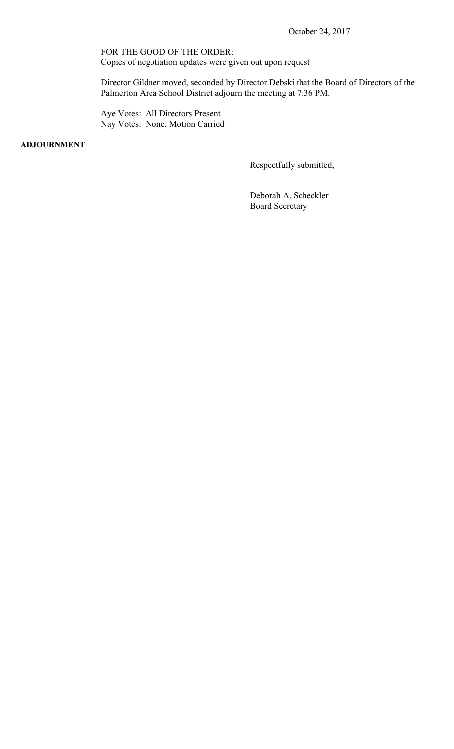October 24, 2017

FOR THE GOOD OF THE ORDER:
Copies of negotiation updates were given out upon request

Director Gildner moved, seconded by Director Debski that the Board of Directors of the Palmerton Area School District adjourn the meeting at 7:36 PM.

Aye Votes: All Directors Present
Nay Votes: None. Motion Carried

**ADJOURNMENT**

Respectfully submitted,

Deborah A. Scheckler
Board Secretary